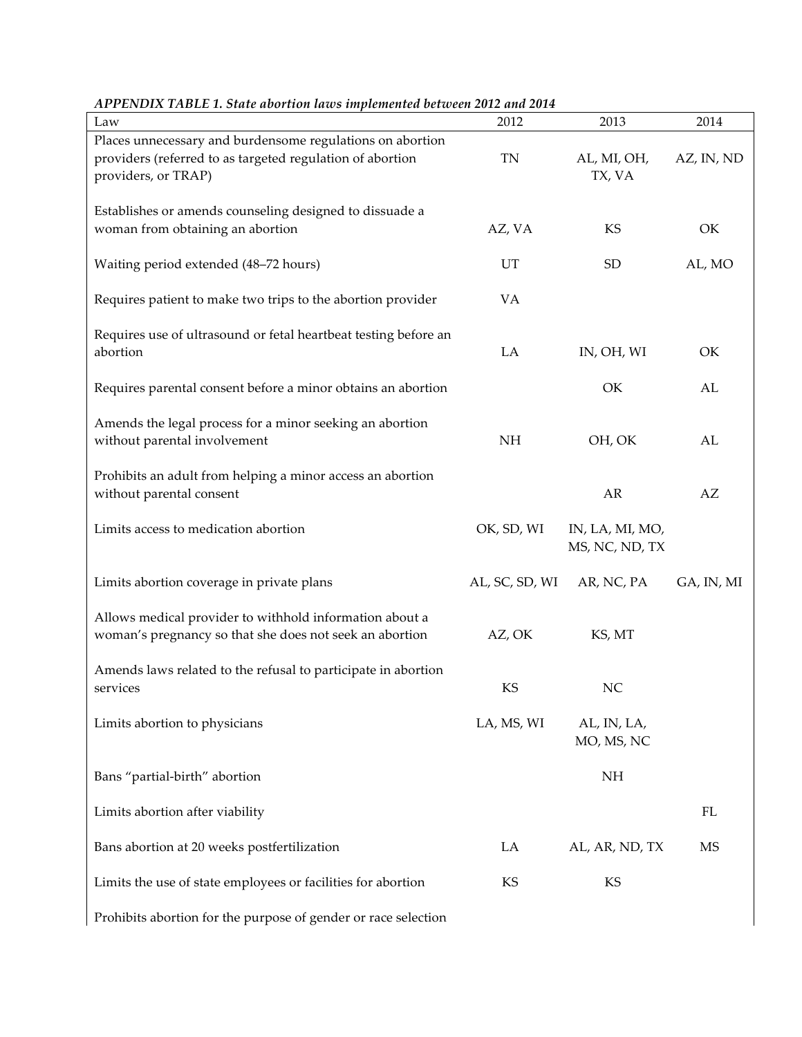*APPENDIX TABLE 1. State abortion laws implemented between 2012 and 2014*

| Law | 2012 | 2013 | 2014 |
|---|---|---|---|
| Places unnecessary and burdensome regulations on abortion providers (referred to as targeted regulation of abortion providers, or TRAP) | TN | AL, MI, OH, TX, VA | AZ, IN, ND |
| Establishes or amends counseling designed to dissuade a woman from obtaining an abortion | AZ, VA | KS | OK |
| Waiting period extended (48–72 hours) | UT | SD | AL, MO |
| Requires patient to make two trips to the abortion provider | VA | | |
| Requires use of ultrasound or fetal heartbeat testing before an abortion | LA | IN, OH, WI | OK |
| Requires parental consent before a minor obtains an abortion | | OK | AL |
| Amends the legal process for a minor seeking an abortion without parental involvement | NH | OH, OK | AL |
| Prohibits an adult from helping a minor access an abortion without parental consent | | AR | AZ |
| Limits access to medication abortion | OK, SD, WI | IN, LA, MI, MO, MS, NC, ND, TX | |
| Limits abortion coverage in private plans | AL, SC, SD, WI | AR, NC, PA | GA, IN, MI |
| Allows medical provider to withhold information about a woman's pregnancy so that she does not seek an abortion | AZ, OK | KS, MT | |
| Amends laws related to the refusal to participate in abortion services | KS | NC | |
| Limits abortion to physicians | LA, MS, WI | AL, IN, LA, MO, MS, NC | |
| Bans "partial-birth" abortion | | NH | |
| Limits abortion after viability | | | FL |
| Bans abortion at 20 weeks postfertilization | LA | AL, AR, ND, TX | MS |
| Limits the use of state employees or facilities for abortion | KS | KS | |
| Prohibits abortion for the purpose of gender or race selection | | | |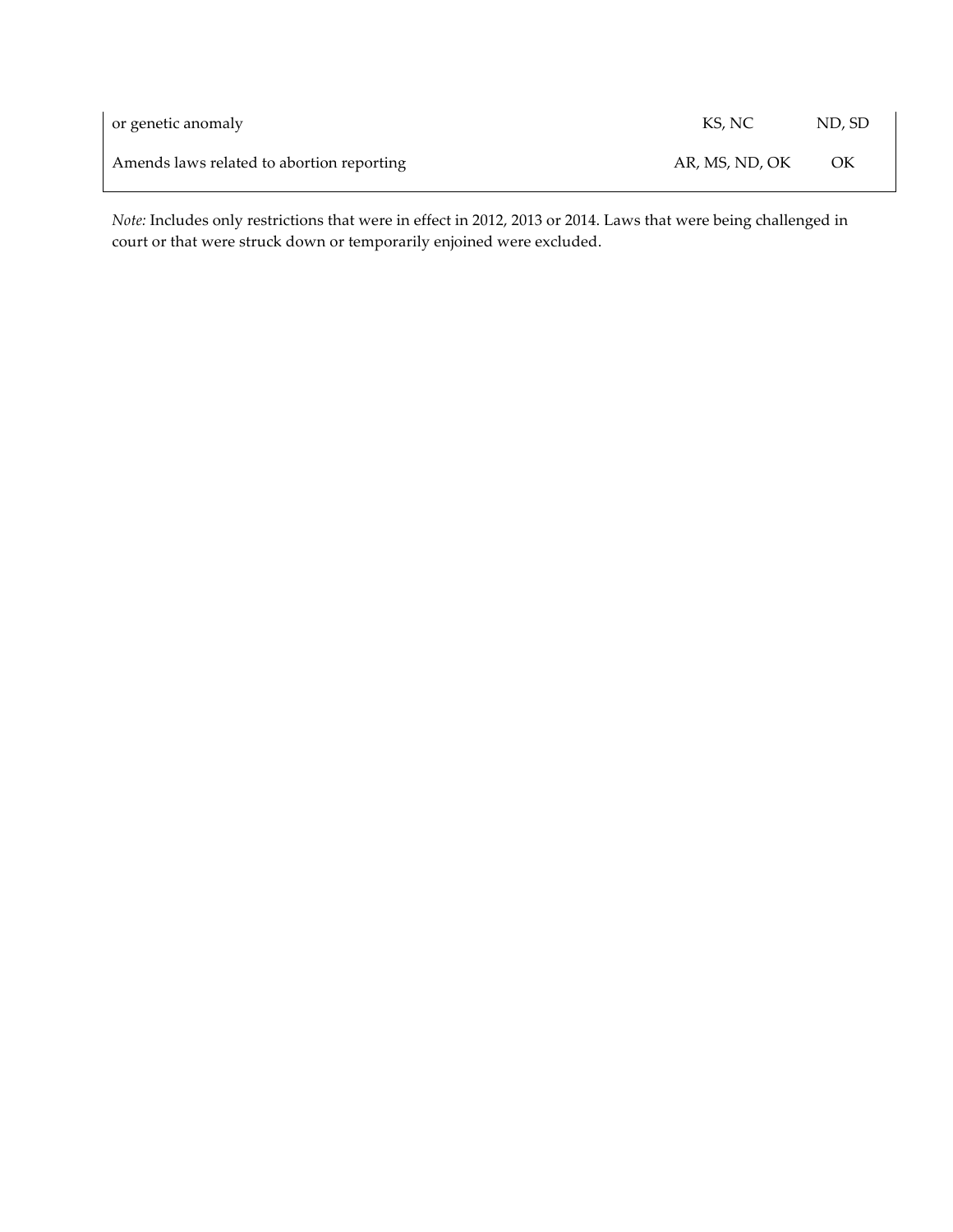| | | |
|---|---|---|
| or genetic anomaly | KS, NC | ND, SD |
| Amends laws related to abortion reporting | AR, MS, ND, OK | OK |

*Note:* Includes only restrictions that were in effect in 2012, 2013 or 2014. Laws that were being challenged in court or that were struck down or temporarily enjoined were excluded.